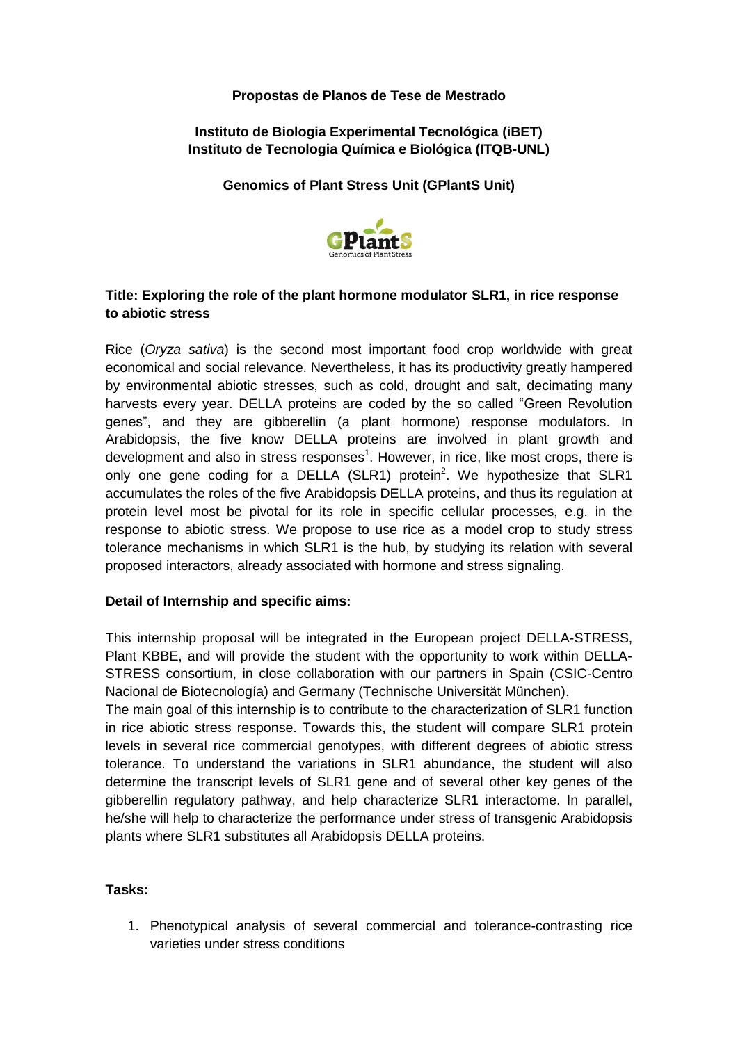**Propostas de Planos de Tese de Mestrado**

**Instituto de Biologia Experimental Tecnológica (iBET)**
**Instituto de Tecnologia Química e Biológica (ITQB-UNL)**

**Genomics of Plant Stress Unit (GPlantS Unit)**

## Title: Exploring the role of the plant hormone modulator SLR1, in rice response to abiotic stress

Rice (*Oryza sativa*) is the second most important food crop worldwide with great economical and social relevance. Nevertheless, it has its productivity greatly hampered by environmental abiotic stresses, such as cold, drought and salt, decimating many harvests every year. DELLA proteins are coded by the so called "Green Revolution genes", and they are gibberellin (a plant hormone) response modulators. In Arabidopsis, the five know DELLA proteins are involved in plant growth and development and also in stress responses[1]. However, in rice, like most crops, there is only one gene coding for a DELLA (SLR1) protein[2]. We hypothesize that SLR1 accumulates the roles of the five Arabidopsis DELLA proteins, and thus its regulation at protein level most be pivotal for its role in specific cellular processes, e.g. in the response to abiotic stress. We propose to use rice as a model crop to study stress tolerance mechanisms in which SLR1 is the hub, by studying its relation with several proposed interactors, already associated with hormone and stress signaling.

**Detail of Internship and specific aims:**

This internship proposal will be integrated in the European project DELLA-STRESS, Plant KBBE, and will provide the student with the opportunity to work within DELLA-STRESS consortium, in close collaboration with our partners in Spain (CSIC-Centro Nacional de Biotecnología) and Germany (Technische Universität München).

The main goal of this internship is to contribute to the characterization of SLR1 function in rice abiotic stress response. Towards this, the student will compare SLR1 protein levels in several rice commercial genotypes, with different degrees of abiotic stress tolerance. To understand the variations in SLR1 abundance, the student will also determine the transcript levels of SLR1 gene and of several other key genes of the gibberellin regulatory pathway, and help characterize SLR1 interactome. In parallel, he/she will help to characterize the performance under stress of transgenic Arabidopsis plants where SLR1 substitutes all Arabidopsis DELLA proteins.

**Tasks:**

1. Phenotypical analysis of several commercial and tolerance-contrasting rice varieties under stress conditions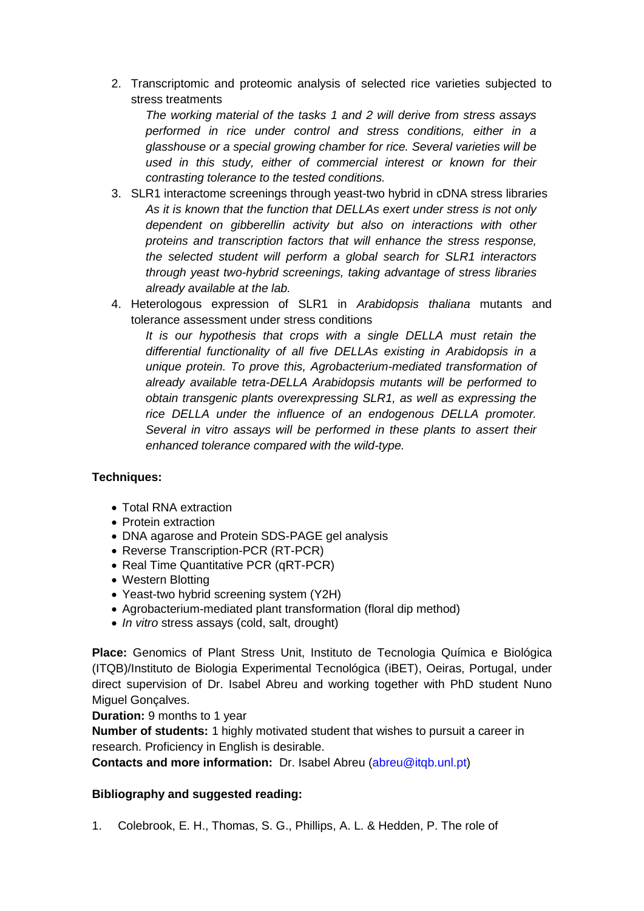2. Transcriptomic and proteomic analysis of selected rice varieties subjected to stress treatments

   *The working material of the tasks 1 and 2 will derive from stress assays performed in rice under control and stress conditions, either in a glasshouse or a special growing chamber for rice. Several varieties will be used in this study, either of commercial interest or known for their contrasting tolerance to the tested conditions.*

3. SLR1 interactome screenings through yeast-two hybrid in cDNA stress libraries

   *As it is known that the function that DELLAs exert under stress is not only dependent on gibberellin activity but also on interactions with other proteins and transcription factors that will enhance the stress response, the selected student will perform a global search for SLR1 interactors through yeast two-hybrid screenings, taking advantage of stress libraries already available at the lab.*

4. Heterologous expression of SLR1 in *Arabidopsis thaliana* mutants and tolerance assessment under stress conditions

   *It is our hypothesis that crops with a single DELLA must retain the differential functionality of all five DELLAs existing in Arabidopsis in a unique protein. To prove this, Agrobacterium-mediated transformation of already available tetra-DELLA Arabidopsis mutants will be performed to obtain transgenic plants overexpressing SLR1, as well as expressing the rice DELLA under the influence of an endogenous DELLA promoter. Several in vitro assays will be performed in these plants to assert their enhanced tolerance compared with the wild-type.*

**Techniques:**

- Total RNA extraction
- Protein extraction
- DNA agarose and Protein SDS-PAGE gel analysis
- Reverse Transcription-PCR (RT-PCR)
- Real Time Quantitative PCR (qRT-PCR)
- Western Blotting
- Yeast-two hybrid screening system (Y2H)
- Agrobacterium-mediated plant transformation (floral dip method)
- *In vitro* stress assays (cold, salt, drought)

**Place:** Genomics of Plant Stress Unit, Instituto de Tecnologia Química e Biológica (ITQB)/Instituto de Biologia Experimental Tecnológica (iBET), Oeiras, Portugal, under direct supervision of Dr. Isabel Abreu and working together with PhD student Nuno Miguel Gonçalves.

**Duration:** 9 months to 1 year

**Number of students:** 1 highly motivated student that wishes to pursuit a career in research. Proficiency in English is desirable.

**Contacts and more information:** Dr. Isabel Abreu (abreu@itqb.unl.pt)

**Bibliography and suggested reading:**

1. Colebrook, E. H., Thomas, S. G., Phillips, A. L. & Hedden, P. The role of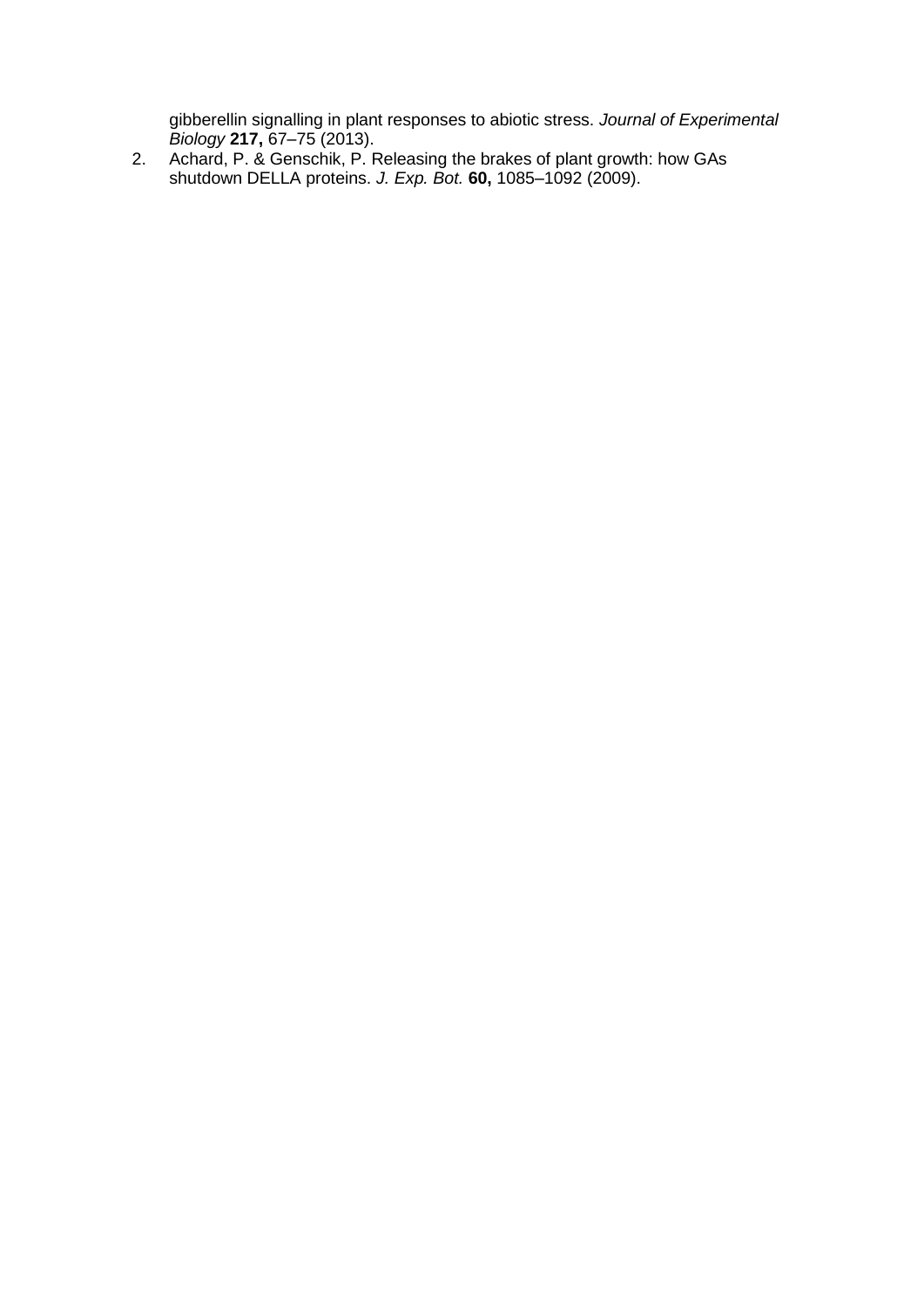gibberellin signalling in plant responses to abiotic stress. *Journal of Experimental Biology* **217,** 67–75 (2013).

2. Achard, P. & Genschik, P. Releasing the brakes of plant growth: how GAs shutdown DELLA proteins. *J. Exp. Bot.* **60,** 1085–1092 (2009).